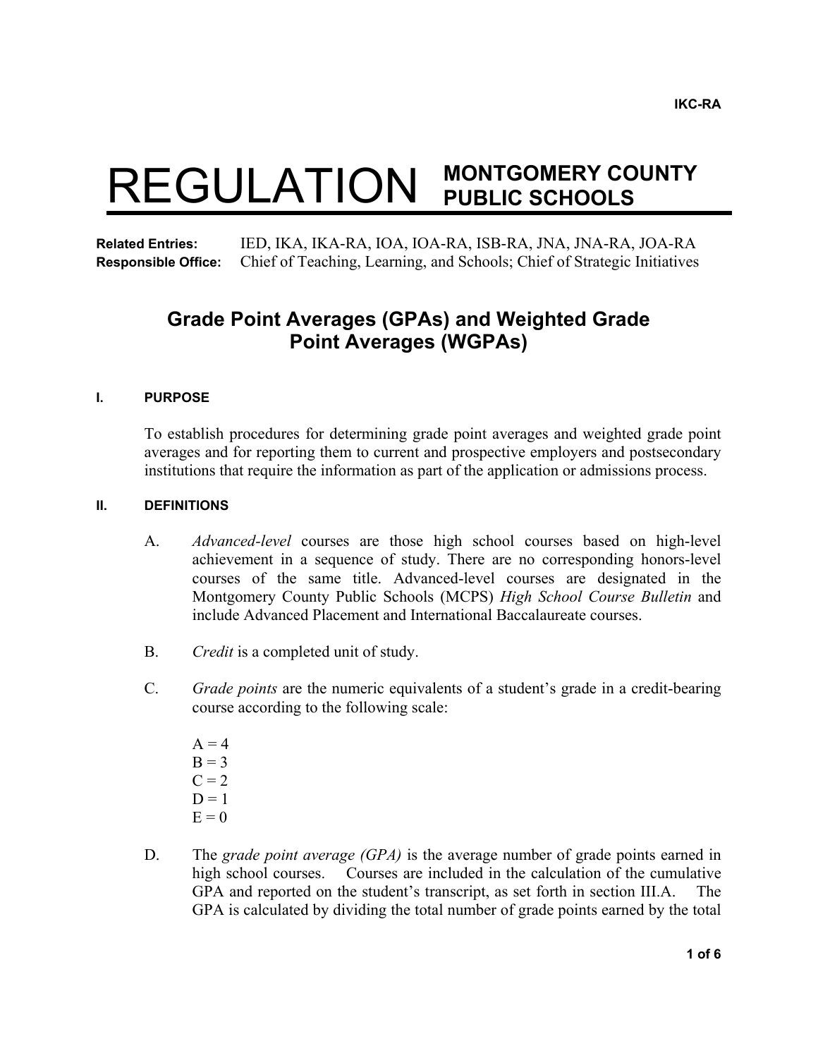IKC-RA

# REGULATION MONTGOMERY COUNTY PUBLIC SCHOOLS

**Related Entries:** IED, IKA, IKA-RA, IOA, IOA-RA, ISB-RA, JNA, JNA-RA, JOA-RA
**Responsible Office:** Chief of Teaching, Learning, and Schools; Chief of Strategic Initiatives

## Grade Point Averages (GPAs) and Weighted Grade Point Averages (WGPAs)

### I. PURPOSE

To establish procedures for determining grade point averages and weighted grade point averages and for reporting them to current and prospective employers and postsecondary institutions that require the information as part of the application or admissions process.

### II. DEFINITIONS

A. *Advanced-level* courses are those high school courses based on high-level achievement in a sequence of study. There are no corresponding honors-level courses of the same title. Advanced-level courses are designated in the Montgomery County Public Schools (MCPS) *High School Course Bulletin* and include Advanced Placement and International Baccalaureate courses.

B. *Credit* is a completed unit of study.

C. *Grade points* are the numeric equivalents of a student's grade in a credit-bearing course according to the following scale:

A = 4
B = 3
C = 2
D = 1
E = 0

D. The *grade point average (GPA)* is the average number of grade points earned in high school courses. Courses are included in the calculation of the cumulative GPA and reported on the student's transcript, as set forth in section III.A. The GPA is calculated by dividing the total number of grade points earned by the total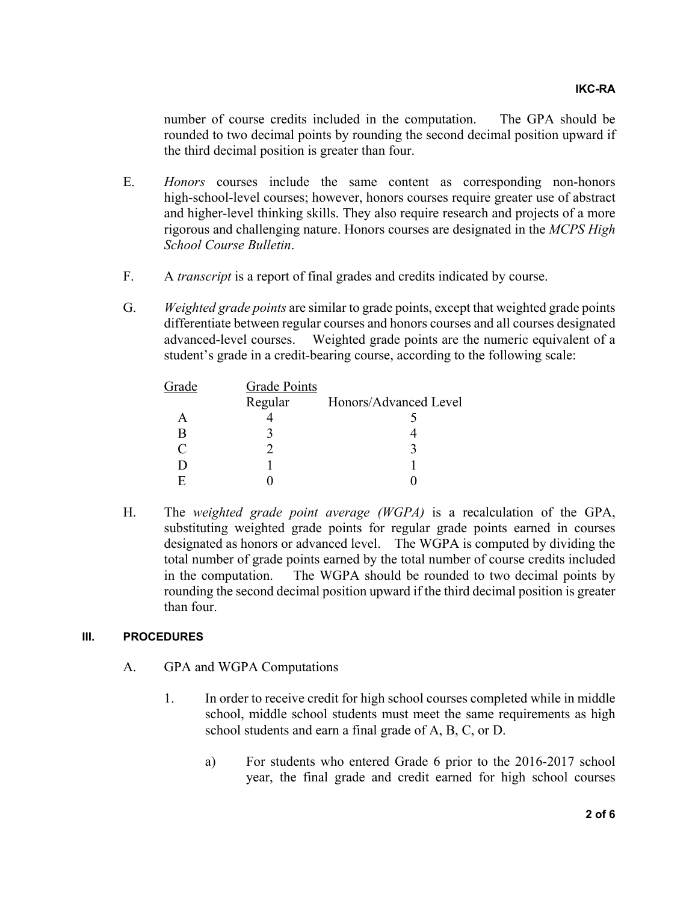number of course credits included in the computation. The GPA should be rounded to two decimal points by rounding the second decimal position upward if the third decimal position is greater than four.

E. *Honors* courses include the same content as corresponding non-honors high-school-level courses; however, honors courses require greater use of abstract and higher-level thinking skills. They also require research and projects of a more rigorous and challenging nature. Honors courses are designated in the *MCPS High School Course Bulletin*.

F. A *transcript* is a report of final grades and credits indicated by course.

G. *Weighted grade points* are similar to grade points, except that weighted grade points differentiate between regular courses and honors courses and all courses designated advanced-level courses. Weighted grade points are the numeric equivalent of a student's grade in a credit-bearing course, according to the following scale:

| Grade | Grade Points | |
|---|---|---|
| | Regular | Honors/Advanced Level |
| A | 4 | 5 |
| B | 3 | 4 |
| C | 2 | 3 |
| D | 1 | 1 |
| E | 0 | 0 |

H. The *weighted grade point average (WGPA)* is a recalculation of the GPA, substituting weighted grade points for regular grade points earned in courses designated as honors or advanced level. The WGPA is computed by dividing the total number of grade points earned by the total number of course credits included in the computation. The WGPA should be rounded to two decimal points by rounding the second decimal position upward if the third decimal position is greater than four.

## III. PROCEDURES

A. GPA and WGPA Computations

1. In order to receive credit for high school courses completed while in middle school, middle school students must meet the same requirements as high school students and earn a final grade of A, B, C, or D.

   a) For students who entered Grade 6 prior to the 2016-2017 school year, the final grade and credit earned for high school courses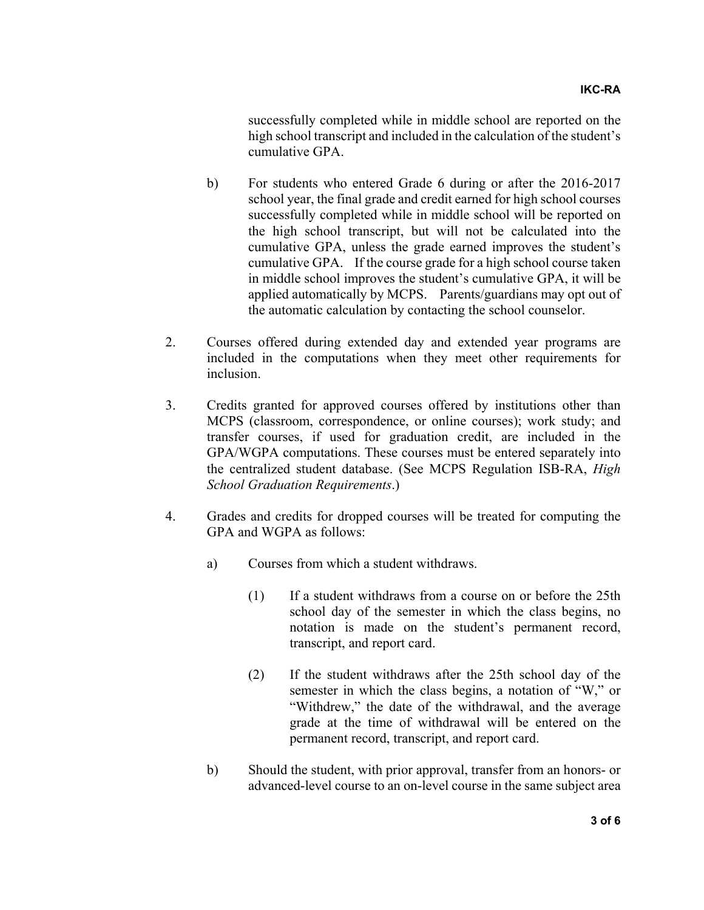successfully completed while in middle school are reported on the high school transcript and included in the calculation of the student's cumulative GPA.

b) For students who entered Grade 6 during or after the 2016-2017 school year, the final grade and credit earned for high school courses successfully completed while in middle school will be reported on the high school transcript, but will not be calculated into the cumulative GPA, unless the grade earned improves the student's cumulative GPA. If the course grade for a high school course taken in middle school improves the student's cumulative GPA, it will be applied automatically by MCPS. Parents/guardians may opt out of the automatic calculation by contacting the school counselor.

2. Courses offered during extended day and extended year programs are included in the computations when they meet other requirements for inclusion.

3. Credits granted for approved courses offered by institutions other than MCPS (classroom, correspondence, or online courses); work study; and transfer courses, if used for graduation credit, are included in the GPA/WGPA computations. These courses must be entered separately into the centralized student database. (See MCPS Regulation ISB-RA, *High School Graduation Requirements*.)

4. Grades and credits for dropped courses will be treated for computing the GPA and WGPA as follows:

   a) Courses from which a student withdraws.

      (1) If a student withdraws from a course on or before the 25th school day of the semester in which the class begins, no notation is made on the student's permanent record, transcript, and report card.

      (2) If the student withdraws after the 25th school day of the semester in which the class begins, a notation of "W," or "Withdrew," the date of the withdrawal, and the average grade at the time of withdrawal will be entered on the permanent record, transcript, and report card.

   b) Should the student, with prior approval, transfer from an honors- or advanced-level course to an on-level course in the same subject area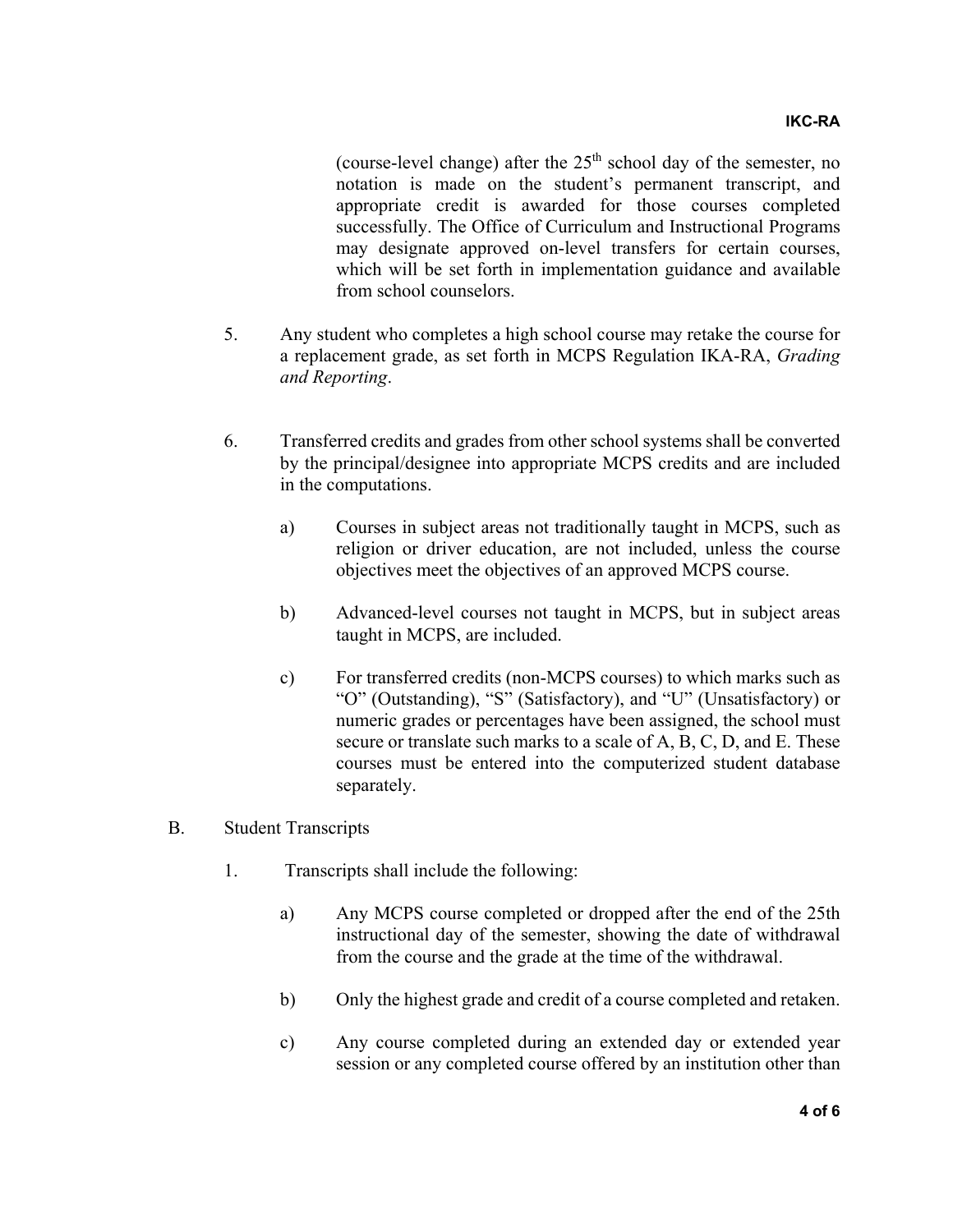(course-level change) after the 25th school day of the semester, no notation is made on the student's permanent transcript, and appropriate credit is awarded for those courses completed successfully. The Office of Curriculum and Instructional Programs may designate approved on-level transfers for certain courses, which will be set forth in implementation guidance and available from school counselors.

5. Any student who completes a high school course may retake the course for a replacement grade, as set forth in MCPS Regulation IKA-RA, *Grading and Reporting*.

6. Transferred credits and grades from other school systems shall be converted by the principal/designee into appropriate MCPS credits and are included in the computations.

    a) Courses in subject areas not traditionally taught in MCPS, such as religion or driver education, are not included, unless the course objectives meet the objectives of an approved MCPS course.

    b) Advanced-level courses not taught in MCPS, but in subject areas taught in MCPS, are included.

    c) For transferred credits (non-MCPS courses) to which marks such as "O" (Outstanding), "S" (Satisfactory), and "U" (Unsatisfactory) or numeric grades or percentages have been assigned, the school must secure or translate such marks to a scale of A, B, C, D, and E. These courses must be entered into the computerized student database separately.

B. Student Transcripts

1. Transcripts shall include the following:

    a) Any MCPS course completed or dropped after the end of the 25th instructional day of the semester, showing the date of withdrawal from the course and the grade at the time of the withdrawal.

    b) Only the highest grade and credit of a course completed and retaken.

    c) Any course completed during an extended day or extended year session or any completed course offered by an institution other than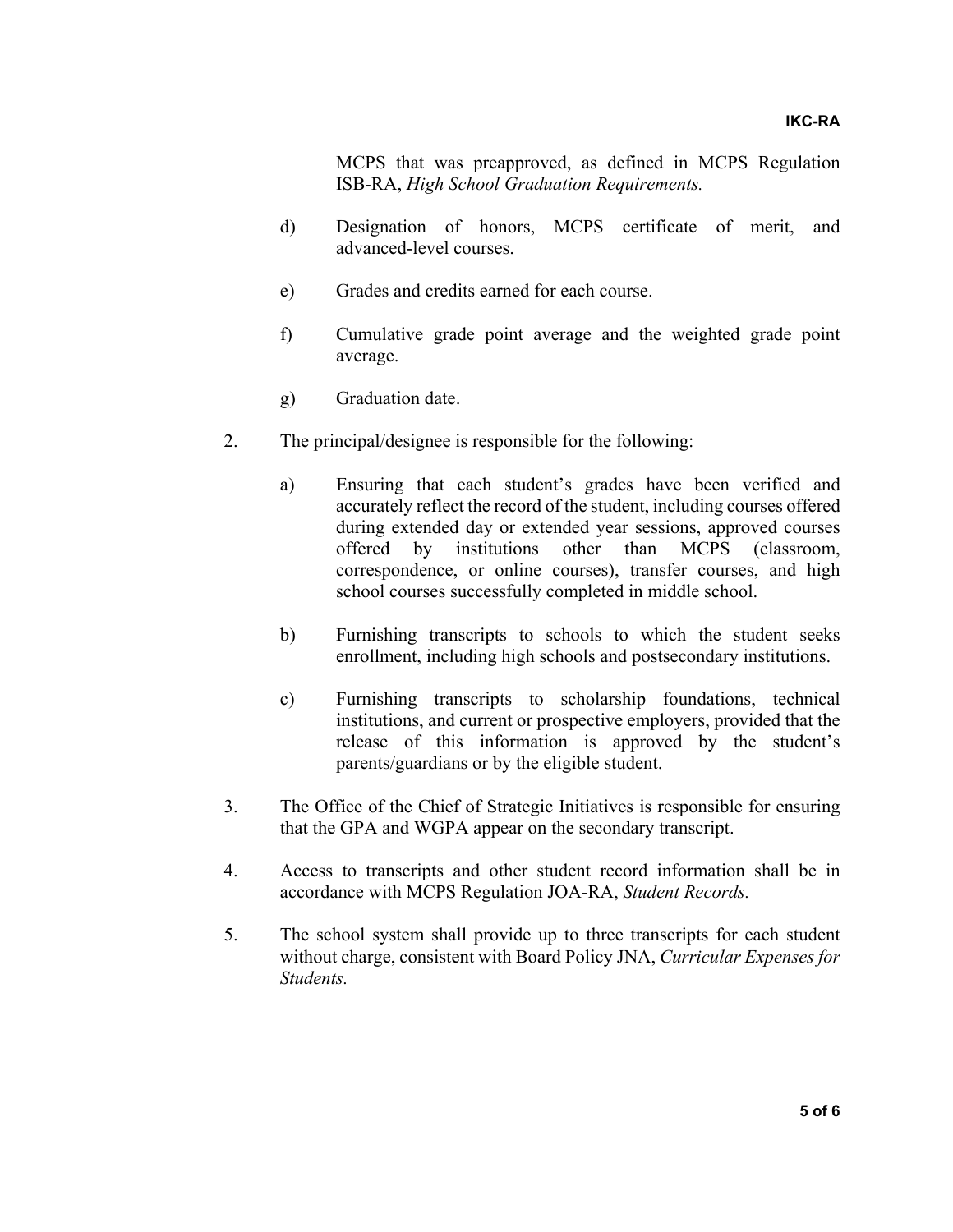MCPS that was preapproved, as defined in MCPS Regulation ISB-RA, *High School Graduation Requirements.*

d) Designation of honors, MCPS certificate of merit, and advanced-level courses.

e) Grades and credits earned for each course.

f) Cumulative grade point average and the weighted grade point average.

g) Graduation date.

2. The principal/designee is responsible for the following:

   a) Ensuring that each student's grades have been verified and accurately reflect the record of the student, including courses offered during extended day or extended year sessions, approved courses offered by institutions other than MCPS (classroom, correspondence, or online courses), transfer courses, and high school courses successfully completed in middle school.

   b) Furnishing transcripts to schools to which the student seeks enrollment, including high schools and postsecondary institutions.

   c) Furnishing transcripts to scholarship foundations, technical institutions, and current or prospective employers, provided that the release of this information is approved by the student's parents/guardians or by the eligible student.

3. The Office of the Chief of Strategic Initiatives is responsible for ensuring that the GPA and WGPA appear on the secondary transcript.

4. Access to transcripts and other student record information shall be in accordance with MCPS Regulation JOA-RA, *Student Records.*

5. The school system shall provide up to three transcripts for each student without charge, consistent with Board Policy JNA, *Curricular Expenses for Students.*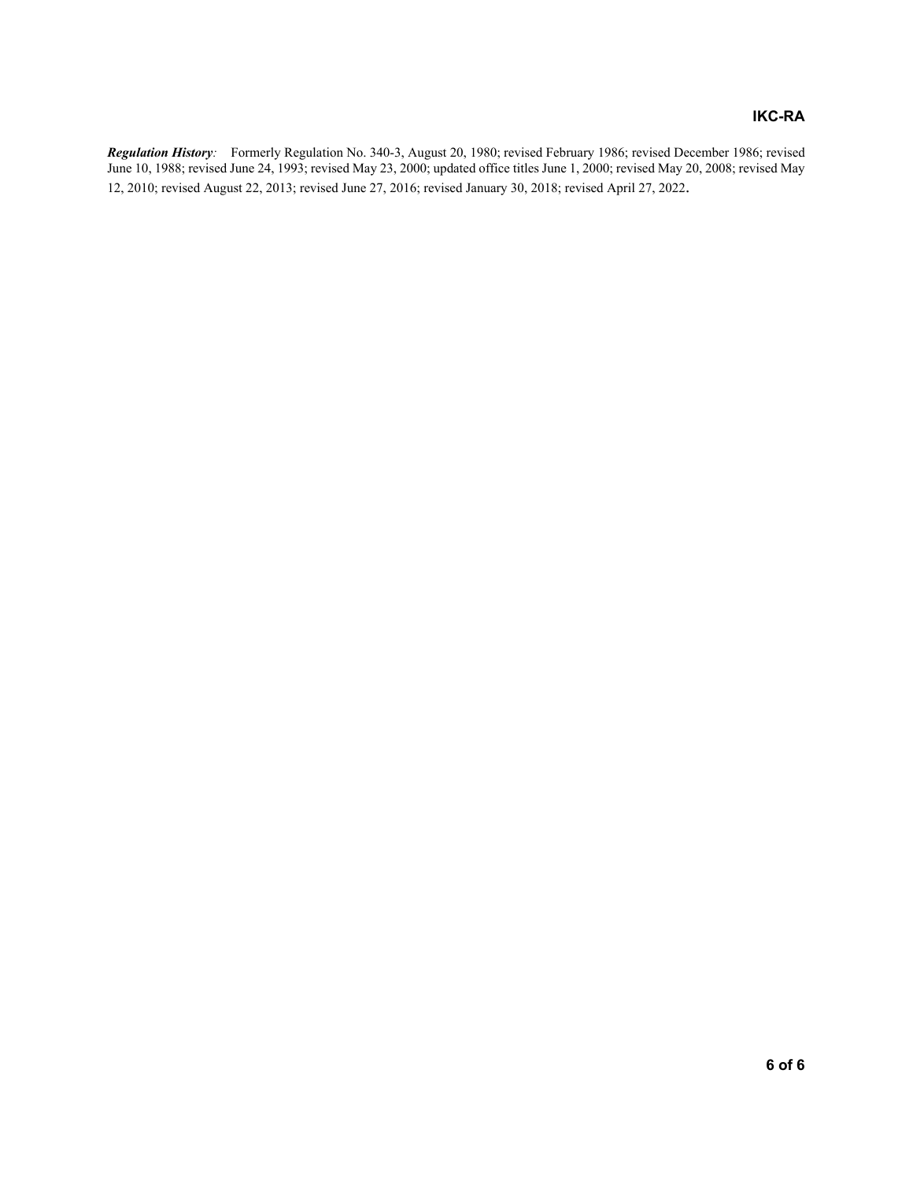***Regulation History**:* Formerly Regulation No. 340-3, August 20, 1980; revised February 1986; revised December 1986; revised June 10, 1988; revised June 24, 1993; revised May 23, 2000; updated office titles June 1, 2000; revised May 20, 2008; revised May 12, 2010; revised August 22, 2013; revised June 27, 2016; revised January 30, 2018; revised April 27, 2022.